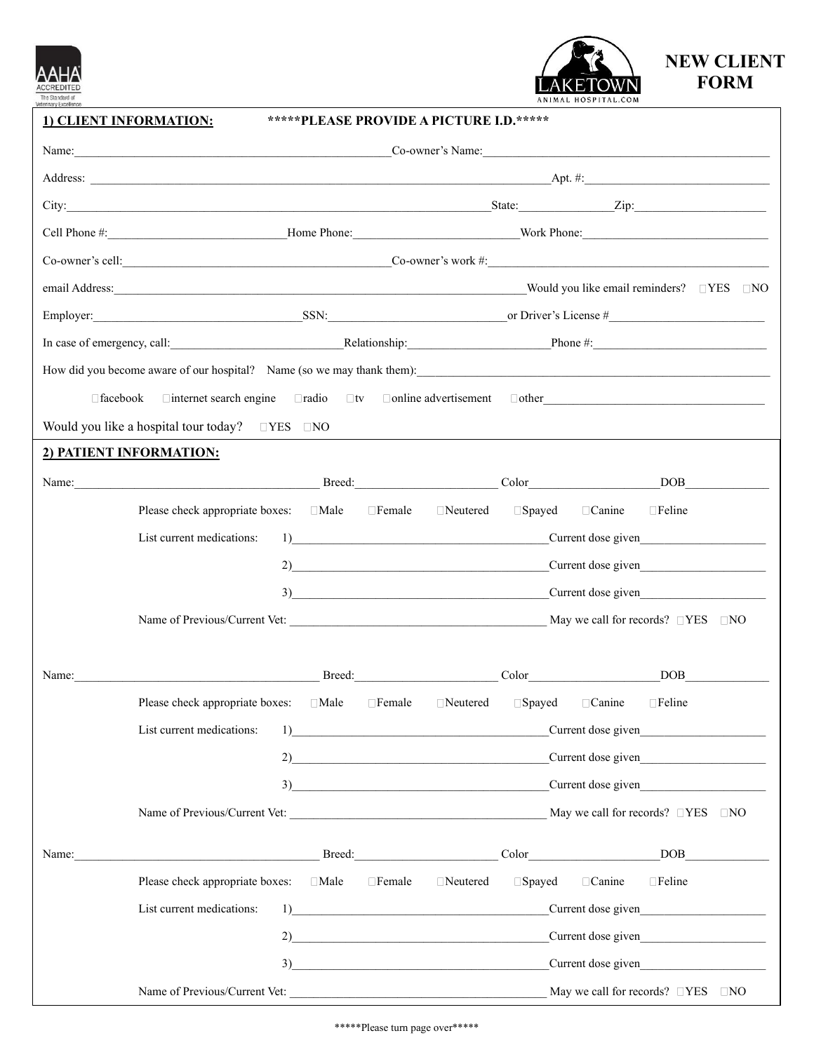AAHA ACCREDITED
The Standard of Veterinary Excellence

LAKETOWN ANIMAL HOSPITAL.COM

# NEW CLIENT FORM

## 1) CLIENT INFORMATION: *****PLEASE PROVIDE A PICTURE I.D.*****

Name:______________________________ Co-owner's Name:______________________________

Address: ______________________________ Apt. #:______________________________

City:______________________________ State:______________ Zip:______________________

Cell Phone #:______________________________ Home Phone:__________________________ Work Phone:______________________________

Co-owner's cell:______________________________ Co-owner's work #:______________________________

email Address:______________________________ Would you like email reminders? □YES □NO

Employer:______________________________ SSN:______________________________ or Driver's License #______________________________

In case of emergency, call:______________________________ Relationship:______________________ Phone #:______________________________

How did you become aware of our hospital? Name (so we may thank them):______________________________

□facebook □internet search engine □radio □tv □online advertisement □other______________________________

Would you like a hospital tour today? □YES □NO

## 2) PATIENT INFORMATION:

Name:______________________________ Breed:______________________ Color______________________ DOB______________

Please check appropriate boxes: □Male □Female □Neutered □Spayed □Canine □Feline

List current medications: 1)______________________________ Current dose given______________________

2)______________________________ Current dose given______________________

3)______________________________ Current dose given______________________

Name of Previous/Current Vet: ______________________________ May we call for records? □YES □NO

Name:______________________________ Breed:______________________ Color______________________ DOB______________

Please check appropriate boxes: □Male □Female □Neutered □Spayed □Canine □Feline

List current medications: 1)______________________________ Current dose given______________________

2)______________________________ Current dose given______________________

3)______________________________ Current dose given______________________

Name of Previous/Current Vet: ______________________________ May we call for records? □YES □NO

Name:______________________________ Breed:______________________ Color______________________ DOB______________

Please check appropriate boxes: □Male □Female □Neutered □Spayed □Canine □Feline

List current medications: 1)______________________________ Current dose given______________________

2)______________________________ Current dose given______________________

3)______________________________ Current dose given______________________

Name of Previous/Current Vet: ______________________________ May we call for records? □YES □NO

*****Please turn page over*****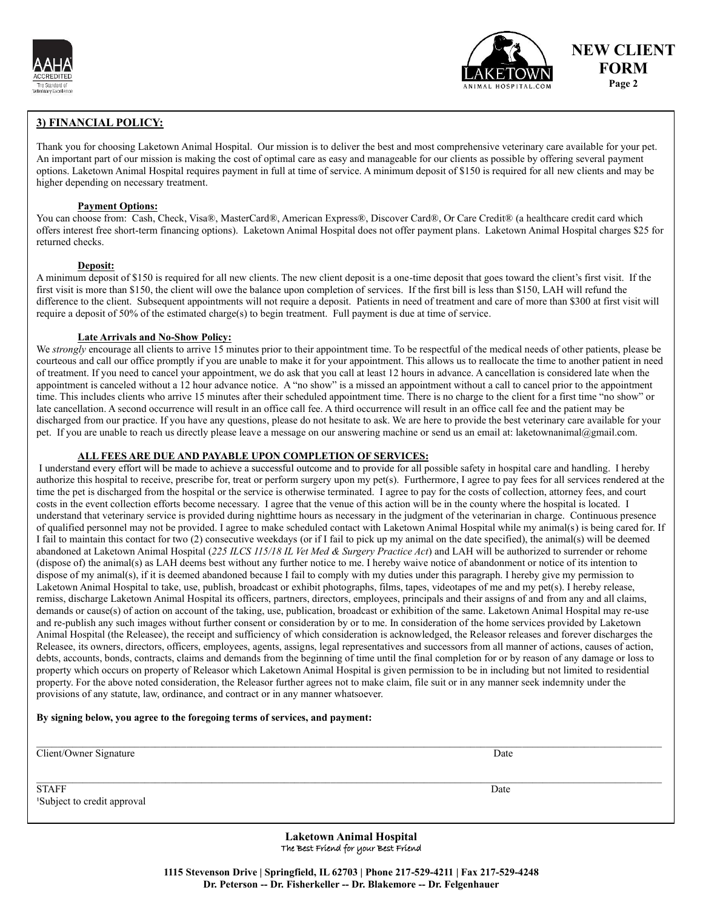# NEW CLIENT FORM

**Page 2**

## 3) FINANCIAL POLICY:

Thank you for choosing Laketown Animal Hospital. Our mission is to deliver the best and most comprehensive veterinary care available for your pet. An important part of our mission is making the cost of optimal care as easy and manageable for our clients as possible by offering several payment options. Laketown Animal Hospital requires payment in full at time of service. A minimum deposit of $150 is required for all new clients and may be higher depending on necessary treatment.

**Payment Options:**

You can choose from: Cash, Check, Visa®, MasterCard®, American Express®, Discover Card®, Or Care Credit® (a healthcare credit card which offers interest free short-term financing options). Laketown Animal Hospital does not offer payment plans. Laketown Animal Hospital charges $25 for returned checks.

**Deposit:**

A minimum deposit of $150 is required for all new clients. The new client deposit is a one-time deposit that goes toward the client's first visit. If the first visit is more than $150, the client will owe the balance upon completion of services. If the first bill is less than $150, LAH will refund the difference to the client. Subsequent appointments will not require a deposit. Patients in need of treatment and care of more than $300 at first visit will require a deposit of 50% of the estimated charge(s) to begin treatment. Full payment is due at time of service.

**Late Arrivals and No-Show Policy:**

We *strongly* encourage all clients to arrive 15 minutes prior to their appointment time. To be respectful of the medical needs of other patients, please be courteous and call our office promptly if you are unable to make it for your appointment. This allows us to reallocate the time to another patient in need of treatment. If you need to cancel your appointment, we do ask that you call at least 12 hours in advance. A cancellation is considered late when the appointment is canceled without a 12 hour advance notice. A "no show" is a missed an appointment without a call to cancel prior to the appointment time. This includes clients who arrive 15 minutes after their scheduled appointment time. There is no charge to the client for a first time "no show" or late cancellation. A second occurrence will result in an office call fee. A third occurrence will result in an office call fee and the patient may be discharged from our practice. If you have any questions, please do not hesitate to ask. We are here to provide the best veterinary care available for your pet. If you are unable to reach us directly please leave a message on our answering machine or send us an email at: laketownanimal@gmail.com.

**ALL FEES ARE DUE AND PAYABLE UPON COMPLETION OF SERVICES:**

I understand every effort will be made to achieve a successful outcome and to provide for all possible safety in hospital care and handling. I hereby authorize this hospital to receive, prescribe for, treat or perform surgery upon my pet(s). Furthermore, I agree to pay fees for all services rendered at the time the pet is discharged from the hospital or the service is otherwise terminated. I agree to pay for the costs of collection, attorney fees, and court costs in the event collection efforts become necessary. I agree that the venue of this action will be in the county where the hospital is located. I understand that veterinary service is provided during nighttime hours as necessary in the judgment of the veterinarian in charge. Continuous presence of qualified personnel may not be provided. I agree to make scheduled contact with Laketown Animal Hospital while my animal(s) is being cared for. If I fail to maintain this contact for two (2) consecutive weekdays (or if I fail to pick up my animal on the date specified), the animal(s) will be deemed abandoned at Laketown Animal Hospital (*225 ILCS 115/18 IL Vet Med & Surgery Practice Act*) and LAH will be authorized to surrender or rehome (dispose of) the animal(s) as LAH deems best without any further notice to me. I hereby waive notice of abandonment or notice of its intention to dispose of my animal(s), if it is deemed abandoned because I fail to comply with my duties under this paragraph. I hereby give my permission to Laketown Animal Hospital to take, use, publish, broadcast or exhibit photographs, films, tapes, videotapes of me and my pet(s). I hereby release, remiss, discharge Laketown Animal Hospital its officers, partners, directors, employees, principals and their assigns of and from any and all claims, demands or cause(s) of action on account of the taking, use, publication, broadcast or exhibition of the same. Laketown Animal Hospital may re-use and re-publish any such images without further consent or consideration by or to me. In consideration of the home services provided by Laketown Animal Hospital (the Releasee), the receipt and sufficiency of which consideration is acknowledged, the Releasor releases and forever discharges the Releasee, its owners, directors, officers, employees, agents, assigns, legal representatives and successors from all manner of actions, causes of action, debts, accounts, bonds, contracts, claims and demands from the beginning of time until the final completion for or by reason of any damage or loss to property which occurs on property of Releasor which Laketown Animal Hospital is given permission to be in including but not limited to residential property. For the above noted consideration, the Releasor further agrees not to make claim, file suit or in any manner seek indemnity under the provisions of any statute, law, ordinance, and contract or in any manner whatsoever.

**By signing below, you agree to the foregoing terms of services, and payment:**

Client/Owner Signature ______________________ Date ____________

STAFF ______________________ Date ____________

[1]Subject to credit approval

**Laketown Animal Hospital**
The Best Friend for your Best Friend

**1115 Stevenson Drive | Springfield, IL 62703 | Phone 217-529-4211 | Fax 217-529-4248**
**Dr. Peterson -- Dr. Fisherkeller -- Dr. Blakemore -- Dr. Felgenhauer**